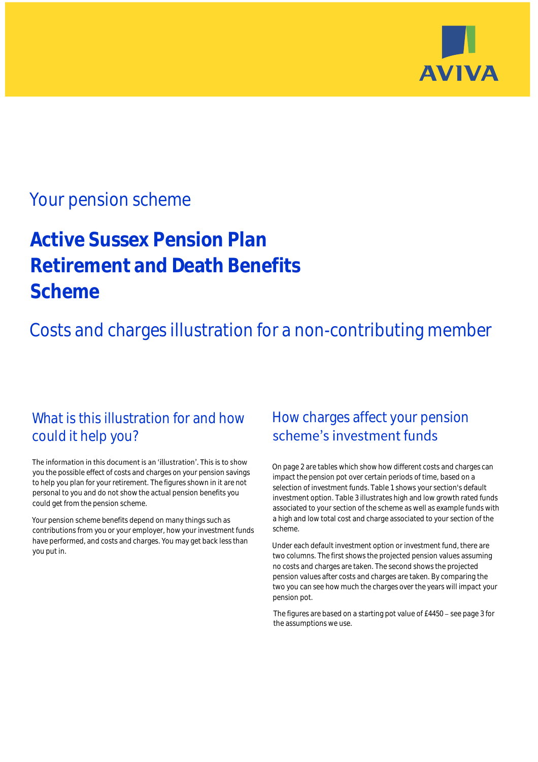AVIVA

## Your pension scheme

# Active Sussex Pension Plan Retirement and Death Benefits Scheme

## Costs and charges illustration for a non-contributing member

### What is this illustration for and how could it help you?

The information in this document is an 'illustration'. This is to show you the possible effect of costs and charges on your pension savings to help you plan for your retirement. The figures shown in it are not personal to you and do not show the actual pension benefits you could get from the pension scheme.

Your pension scheme benefits depend on many things such as contributions from you or your employer, how your investment funds have performed, and costs and charges. You may get back less than you put in.

### How charges affect your pension scheme's investment funds

On page 2 are tables which show how different costs and charges can impact the pension pot over certain periods of time, based on a selection of investment funds. Table 1 shows your section's default investment option. Table 3 illustrates high and low growth rated funds associated to your section of the scheme as well as example funds with a high and low total cost and charge associated to your section of the scheme.

Under each default investment option or investment fund, there are two columns. The first shows the projected pension values assuming no costs and charges are taken. The second shows the projected pension values after costs and charges are taken. By comparing the two you can see how much the charges over the years will impact your pension pot.

The figures are based on a starting pot value of £4450 – see page 3 for the assumptions we use.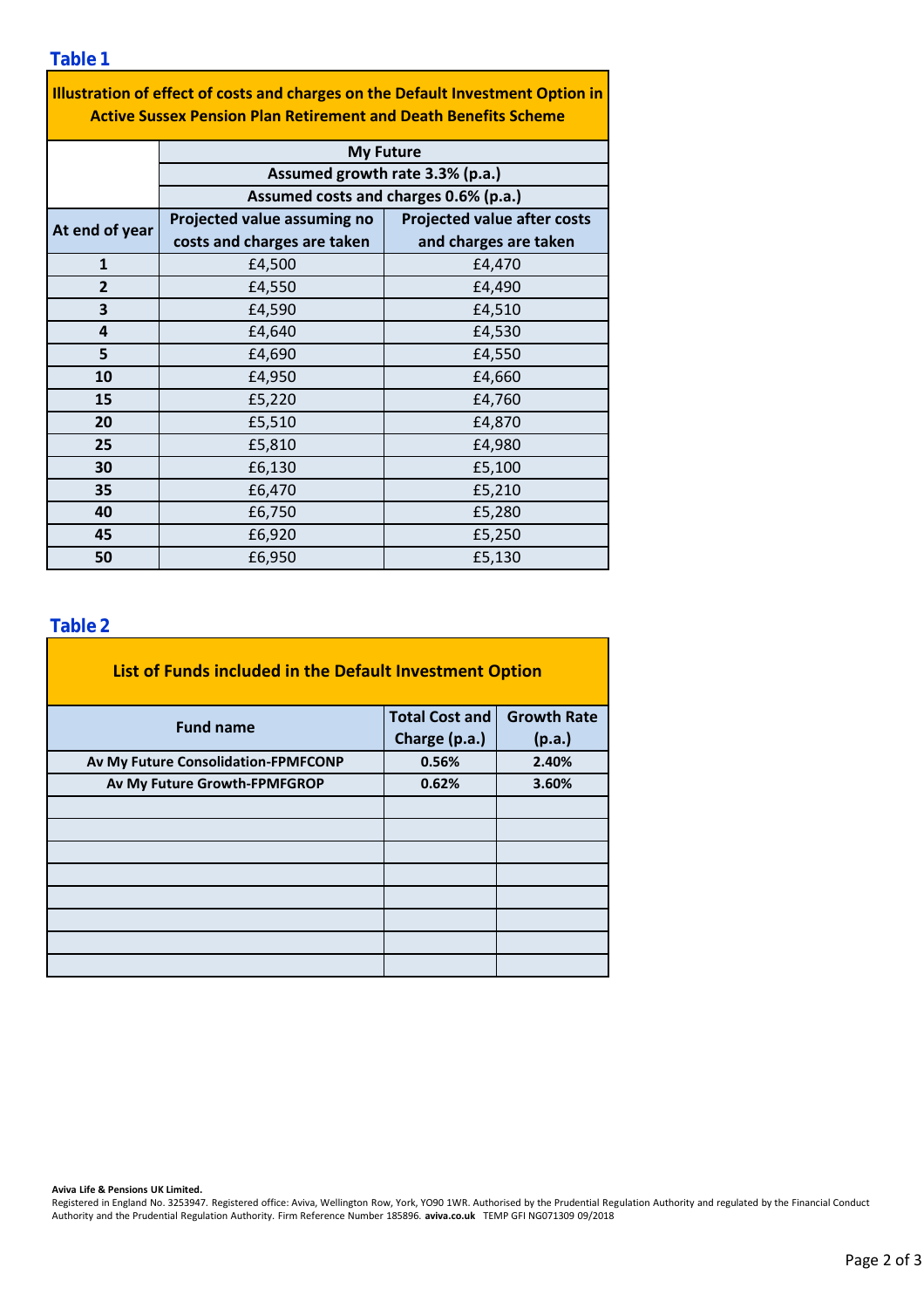## Table 1

| Illustration of effect of costs and charges on the Default Investment Option in Active Sussex Pension Plan Retirement and Death Benefits Scheme | | |
|---|---|---|
| | My Future | |
| | Assumed growth rate 3.3% (p.a.) | |
| | Assumed costs and charges 0.6% (p.a.) | |
| At end of year | Projected value assuming no costs and charges are taken | Projected value after costs and charges are taken |
| 1 | £4,500 | £4,470 |
| 2 | £4,550 | £4,490 |
| 3 | £4,590 | £4,510 |
| 4 | £4,640 | £4,530 |
| 5 | £4,690 | £4,550 |
| 10 | £4,950 | £4,660 |
| 15 | £5,220 | £4,760 |
| 20 | £5,510 | £4,870 |
| 25 | £5,810 | £4,980 |
| 30 | £6,130 | £5,100 |
| 35 | £6,470 | £5,210 |
| 40 | £6,750 | £5,280 |
| 45 | £6,920 | £5,250 |
| 50 | £6,950 | £5,130 |

## Table 2

| List of Funds included in the Default Investment Option | | |
|---|---|---|
| Fund name | Total Cost and Charge (p.a.) | Growth Rate (p.a.) |
| Av My Future Consolidation-FPMFCONP | 0.56% | 2.40% |
| Av My Future Growth-FPMFGROP | 0.62% | 3.60% |
| | | |
| | | |
| | | |
| | | |
| | | |
| | | |
| | | |
| | | |

**Aviva Life & Pensions UK Limited.**
Registered in England No. 3253947. Registered office: Aviva, Wellington Row, York, YO90 1WR. Authorised by the Prudential Regulation Authority and regulated by the Financial Conduct Authority and the Prudential Regulation Authority. Firm Reference Number 185896. **aviva.co.uk** TEMP GFI NG071309 09/2018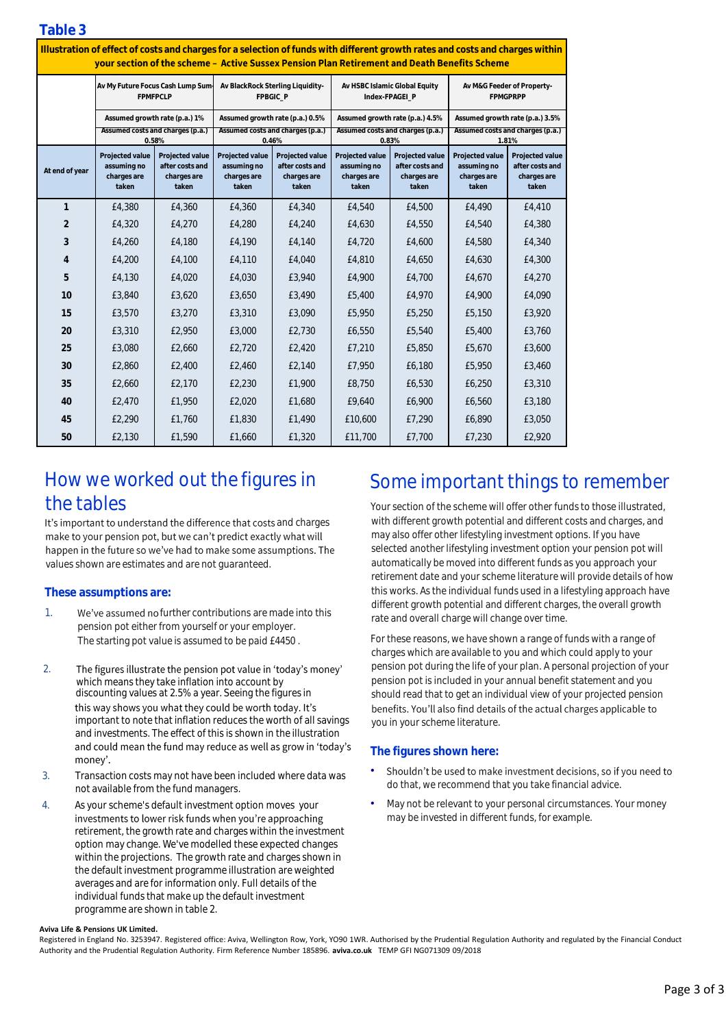## Table 3

| Illustration of effect of costs and charges for a selection of funds with different growth rates and costs and charges within your section of the scheme – Active Sussex Pension Plan Retirement and Death Benefits Scheme | | | | | | | | |
|---|---|---|---|---|---|---|---|---|
| | Av My Future Focus Cash Lump Sum-FPMFPCLP | | Av BlackRock Sterling Liquidity-FPBGIC_P | | Av HSBC Islamic Global Equity Index-FPAGEI_P | | Av M&G Feeder of Property-FPMGPRPP | |
| | Assumed growth rate (p.a.) 1% | | Assumed growth rate (p.a.) 0.5% | | Assumed growth rate (p.a.) 4.5% | | Assumed growth rate (p.a.) 3.5% | |
| | Assumed costs and charges (p.a.) 0.58% | | Assumed costs and charges (p.a.) 0.46% | | Assumed costs and charges (p.a.) 0.83% | | Assumed costs and charges (p.a.) 1.81% | |
| At end of year | Projected value assuming no charges are taken | Projected value after costs and charges are taken | Projected value assuming no charges are taken | Projected value after costs and charges are taken | Projected value assuming no charges are taken | Projected value after costs and charges are taken | Projected value assuming no charges are taken | Projected value after costs and charges are taken |
| 1 | £4,380 | £4,360 | £4,360 | £4,340 | £4,540 | £4,500 | £4,490 | £4,410 |
| 2 | £4,320 | £4,270 | £4,280 | £4,240 | £4,630 | £4,550 | £4,540 | £4,380 |
| 3 | £4,260 | £4,180 | £4,190 | £4,140 | £4,720 | £4,600 | £4,580 | £4,340 |
| 4 | £4,200 | £4,100 | £4,110 | £4,040 | £4,810 | £4,650 | £4,630 | £4,300 |
| 5 | £4,130 | £4,020 | £4,030 | £3,940 | £4,900 | £4,700 | £4,670 | £4,270 |
| 10 | £3,840 | £3,620 | £3,650 | £3,490 | £5,400 | £4,970 | £4,900 | £4,090 |
| 15 | £3,570 | £3,270 | £3,310 | £3,090 | £5,950 | £5,250 | £5,150 | £3,920 |
| 20 | £3,310 | £2,950 | £3,000 | £2,730 | £6,550 | £5,540 | £5,400 | £3,760 |
| 25 | £3,080 | £2,660 | £2,720 | £2,420 | £7,210 | £5,850 | £5,670 | £3,600 |
| 30 | £2,860 | £2,400 | £2,460 | £2,140 | £7,950 | £6,180 | £5,950 | £3,460 |
| 35 | £2,660 | £2,170 | £2,230 | £1,900 | £8,750 | £6,530 | £6,250 | £3,310 |
| 40 | £2,470 | £1,950 | £2,020 | £1,680 | £9,640 | £6,900 | £6,560 | £3,180 |
| 45 | £2,290 | £1,760 | £1,830 | £1,490 | £10,600 | £7,290 | £6,890 | £3,050 |
| 50 | £2,130 | £1,590 | £1,660 | £1,320 | £11,700 | £7,700 | £7,230 | £2,920 |

# How we worked out the figures in the tables

It's important to understand the difference that costs and charges make to your pension pot, but we can't predict exactly what will happen in the future so we've had to make some assumptions. The values shown are estimates and are not guaranteed.

### These assumptions are:

1. We've assumed no further contributions are made into this pension pot either from yourself or your employer. The starting pot value is assumed to be paid £4450 .
2. The figures illustrate the pension pot value in 'today's money' which means they take inflation into account by discounting values at 2.5% a year. Seeing the figures in this way shows you what they could be worth today. It's important to note that inflation reduces the worth of all savings and investments. The effect of this is shown in the illustration and could mean the fund may reduce as well as grow in 'today's money'.
3. Transaction costs may not have been included where data was not available from the fund managers.
4. As your scheme's default investment option moves your investments to lower risk funds when you're approaching retirement, the growth rate and charges within the investment option may change. We've modelled these expected changes within the projections. The growth rate and charges shown in the default investment programme illustration are weighted averages and are for information only. Full details of the individual funds that make up the default investment programme are shown in table 2.

# Some important things to remember

Your section of the scheme will offer other funds to those illustrated, with different growth potential and different costs and charges, and may also offer other lifestyling investment options. If you have selected another lifestyling investment option your pension pot will automatically be moved into different funds as you approach your retirement date and your scheme literature will provide details of how this works. As the individual funds used in a lifestyling approach have different growth potential and different charges, the overall growth rate and overall charge will change over time.

For these reasons, we have shown a range of funds with a range of charges which are available to you and which could apply to your pension pot during the life of your plan. A personal projection of your pension pot is included in your annual benefit statement and you should read that to get an individual view of your projected pension benefits. You'll also find details of the actual charges applicable to you in your scheme literature.

### The figures shown here:

- Shouldn't be used to make investment decisions, so if you need to do that, we recommend that you take financial advice.
- May not be relevant to your personal circumstances. Your money may be invested in different funds, for example.

**Aviva Life & Pensions UK Limited.**
Registered in England No. 3253947. Registered office: Aviva, Wellington Row, York, YO90 1WR. Authorised by the Prudential Regulation Authority and regulated by the Financial Conduct Authority and the Prudential Regulation Authority. Firm Reference Number 185896. **aviva.co.uk** TEMP GFI NG071309 09/2018